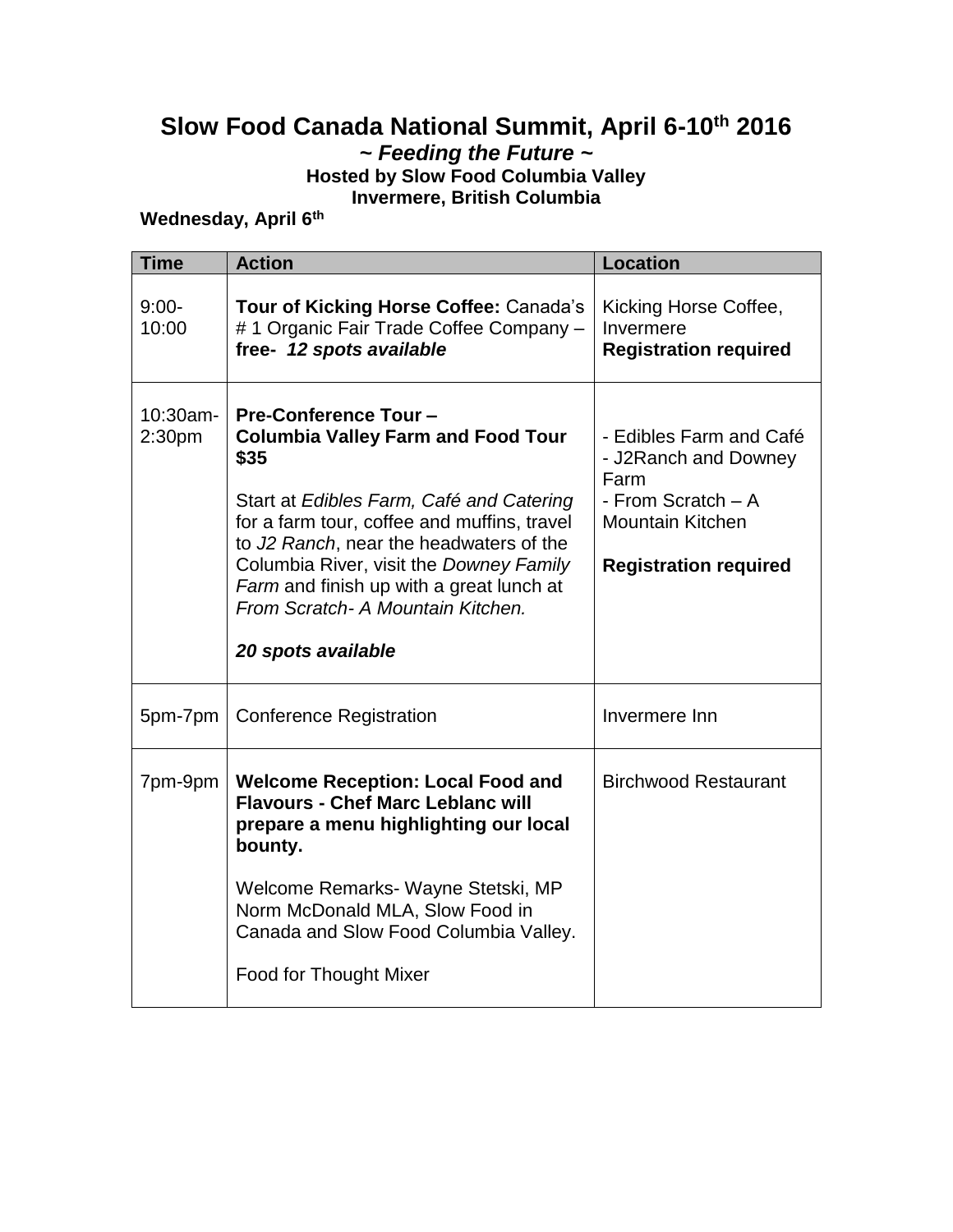# Slow Food Canada National Summit, April 6-10th 2016

### *~ Feeding the Future ~*

**Hosted by Slow Food Columbia Valley**
**Invermere, British Columbia**

**Wednesday, April 6th**

| Time | Action | Location |
|---|---|---|
| 9:00-10:00 | **Tour of Kicking Horse Coffee:** Canada's # 1 Organic Fair Trade Coffee Company – **free-** ***12 spots available*** | Kicking Horse Coffee, Invermere<br>**Registration required** |
| 10:30am-2:30pm | **Pre-Conference Tour –**<br>**Columbia Valley Farm and Food Tour $35**<br><br>Start at *Edibles Farm, Café and Catering* for a farm tour, coffee and muffins, travel to *J2 Ranch*, near the headwaters of the Columbia River, visit the *Downey Family Farm* and finish up with a great lunch at *From Scratch- A Mountain Kitchen.*<br><br>***20 spots available*** | - Edibles Farm and Café<br>- J2Ranch and Downey Farm<br>- From Scratch – A Mountain Kitchen<br><br>**Registration required** |
| 5pm-7pm | Conference Registration | Invermere Inn |
| 7pm-9pm | **Welcome Reception: Local Food and Flavours - Chef Marc Leblanc will prepare a menu highlighting our local bounty.**<br><br>Welcome Remarks- Wayne Stetski, MP Norm McDonald MLA, Slow Food in Canada and Slow Food Columbia Valley.<br><br>Food for Thought Mixer | Birchwood Restaurant |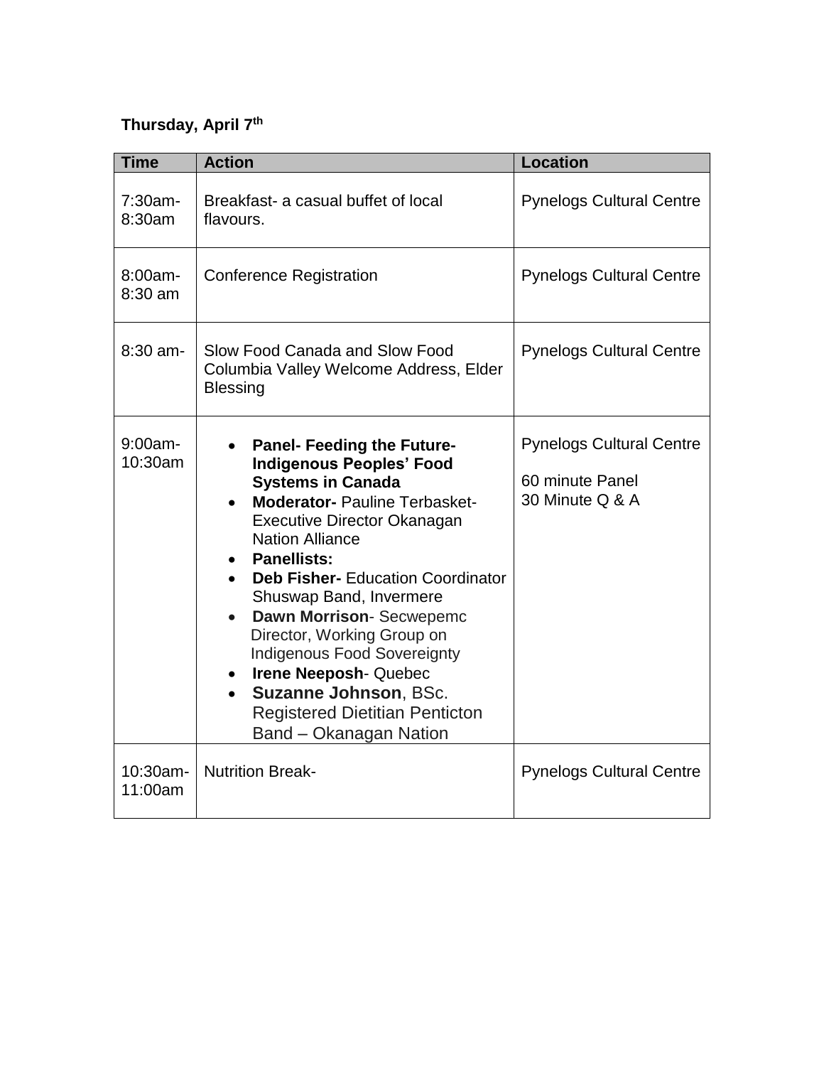**Thursday, April 7th**

| Time | Action | Location |
|---|---|---|
| 7:30am-8:30am | Breakfast- a casual buffet of local flavours. | Pynelogs Cultural Centre |
| 8:00am-8:30 am | Conference Registration | Pynelogs Cultural Centre |
| 8:30 am- | Slow Food Canada and Slow Food Columbia Valley Welcome Address, Elder Blessing | Pynelogs Cultural Centre |
| 9:00am-10:30am | • **Panel- Feeding the Future- Indigenous Peoples' Food Systems in Canada**<br>• **Moderator-** Pauline Terbasket- Executive Director Okanagan Nation Alliance<br>• **Panellists:**<br>• **Deb Fisher-** Education Coordinator Shuswap Band, Invermere<br>• **Dawn Morrison**- Secwepemc Director, Working Group on Indigenous Food Sovereignty<br>• **Irene Neeposh**- Quebec<br>• **Suzanne Johnson**, BSc. Registered Dietitian Penticton Band – Okanagan Nation | Pynelogs Cultural Centre<br><br>60 minute Panel<br>30 Minute Q & A |
| 10:30am-11:00am | Nutrition Break- | Pynelogs Cultural Centre |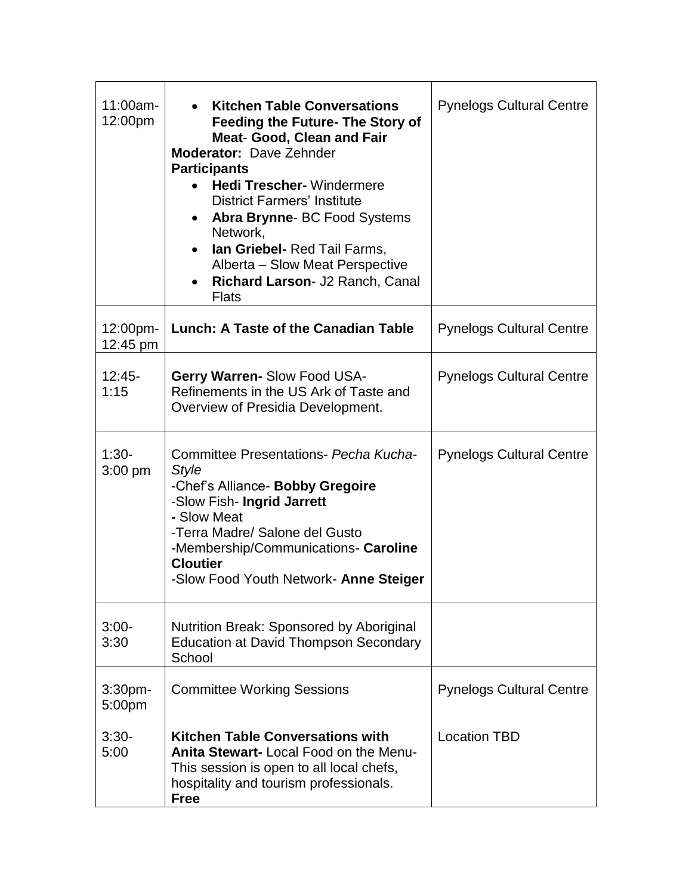| | | |
|---|---|---|
| 11:00am-12:00pm | • **Kitchen Table Conversations Feeding the Future- The Story of Meat- Good, Clean and Fair**<br>**Moderator:** Dave Zehnder<br>**Participants**<br>• **Hedi Trescher-** Windermere District Farmers' Institute<br>• **Abra Brynne**- BC Food Systems Network,<br>• **Ian Griebel-** Red Tail Farms, Alberta – Slow Meat Perspective<br>• **Richard Larson**- J2 Ranch, Canal Flats | Pynelogs Cultural Centre |
| 12:00pm-12:45 pm | **Lunch: A Taste of the Canadian Table** | Pynelogs Cultural Centre |
| 12:45-1:15 | **Gerry Warren-** Slow Food USA- Refinements in the US Ark of Taste and Overview of Presidia Development. | Pynelogs Cultural Centre |
| 1:30-3:00 pm | Committee Presentations- *Pecha Kucha-Style*<br>-Chef's Alliance- **Bobby Gregoire**<br>-Slow Fish- **Ingrid Jarrett**<br>**-** Slow Meat<br>-Terra Madre/ Salone del Gusto<br>-Membership/Communications- **Caroline Cloutier**<br>-Slow Food Youth Network- **Anne Steiger** | Pynelogs Cultural Centre |
| 3:00-3:30 | Nutrition Break: Sponsored by Aboriginal Education at David Thompson Secondary School | |
| 3:30pm-5:00pm<br><br>3:30-5:00 | Committee Working Sessions<br><br>**Kitchen Table Conversations with Anita Stewart-** Local Food on the Menu- This session is open to all local chefs, hospitality and tourism professionals. **Free** | Pynelogs Cultural Centre<br><br>Location TBD |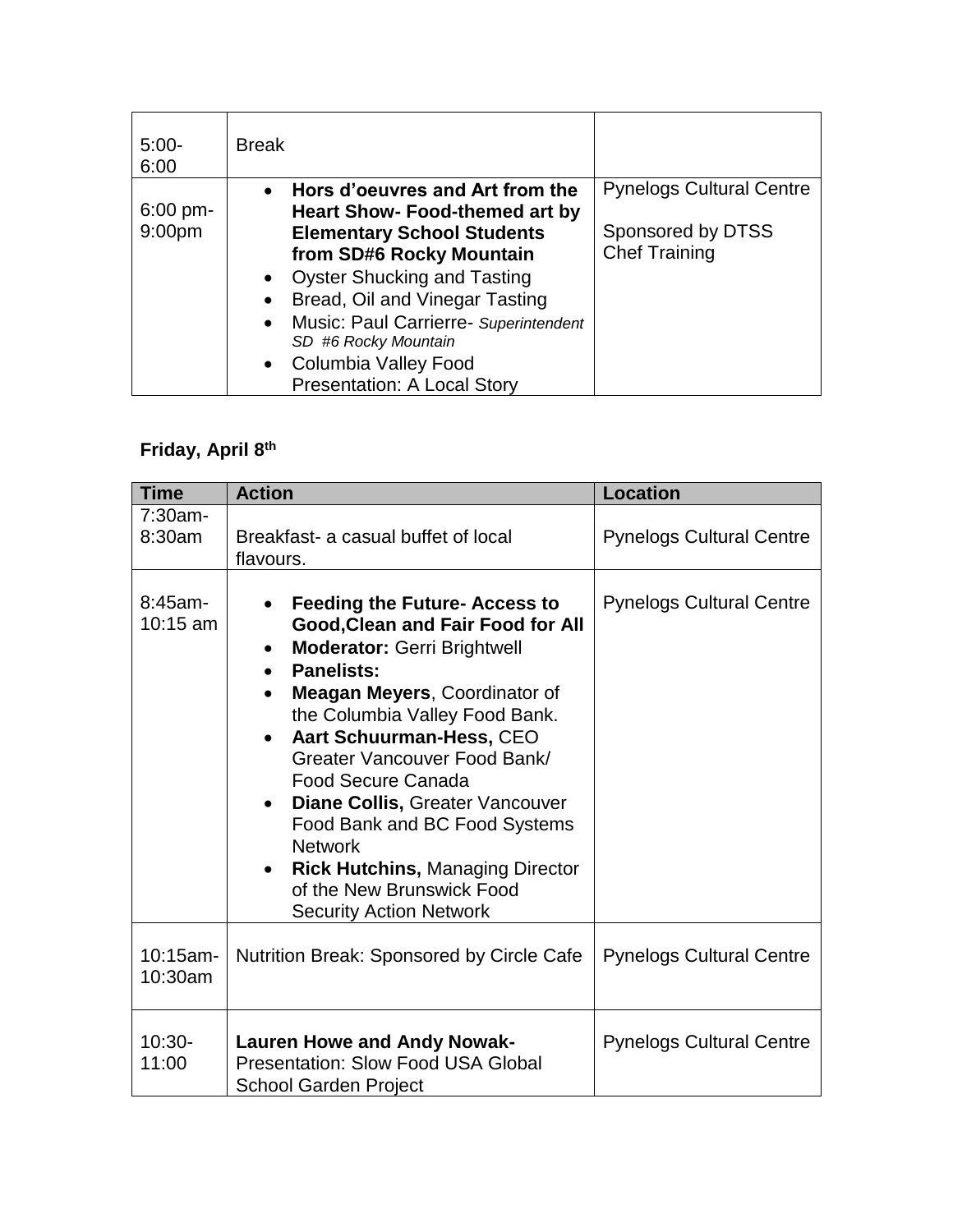| | | |
|---|---|---|
| 5:00-6:00 | Break | |
| 6:00 pm-9:00pm | • **Hors d'oeuvres and Art from the Heart Show- Food-themed art by Elementary School Students from SD#6 Rocky Mountain**<br>• Oyster Shucking and Tasting<br>• Bread, Oil and Vinegar Tasting<br>• Music: Paul Carrierre- *Superintendent SD #6 Rocky Mountain*<br>• Columbia Valley Food Presentation: A Local Story | Pynelogs Cultural Centre<br><br>Sponsored by DTSS Chef Training |

**Friday, April 8th**

| Time | Action | Location |
|---|---|---|
| 7:30am-8:30am | Breakfast- a casual buffet of local flavours. | Pynelogs Cultural Centre |
| 8:45am-10:15 am | • **Feeding the Future- Access to Good,Clean and Fair Food for All**<br>• **Moderator:** Gerri Brightwell<br>• **Panelists:**<br>• **Meagan Meyers**, Coordinator of the Columbia Valley Food Bank.<br>• **Aart Schuurman-Hess,** CEO Greater Vancouver Food Bank/ Food Secure Canada<br>• **Diane Collis,** Greater Vancouver Food Bank and BC Food Systems Network<br>• **Rick Hutchins,** Managing Director of the New Brunswick Food Security Action Network | Pynelogs Cultural Centre |
| 10:15am-10:30am | Nutrition Break: Sponsored by Circle Cafe | Pynelogs Cultural Centre |
| 10:30-11:00 | **Lauren Howe and Andy Nowak-** Presentation: Slow Food USA Global School Garden Project | Pynelogs Cultural Centre |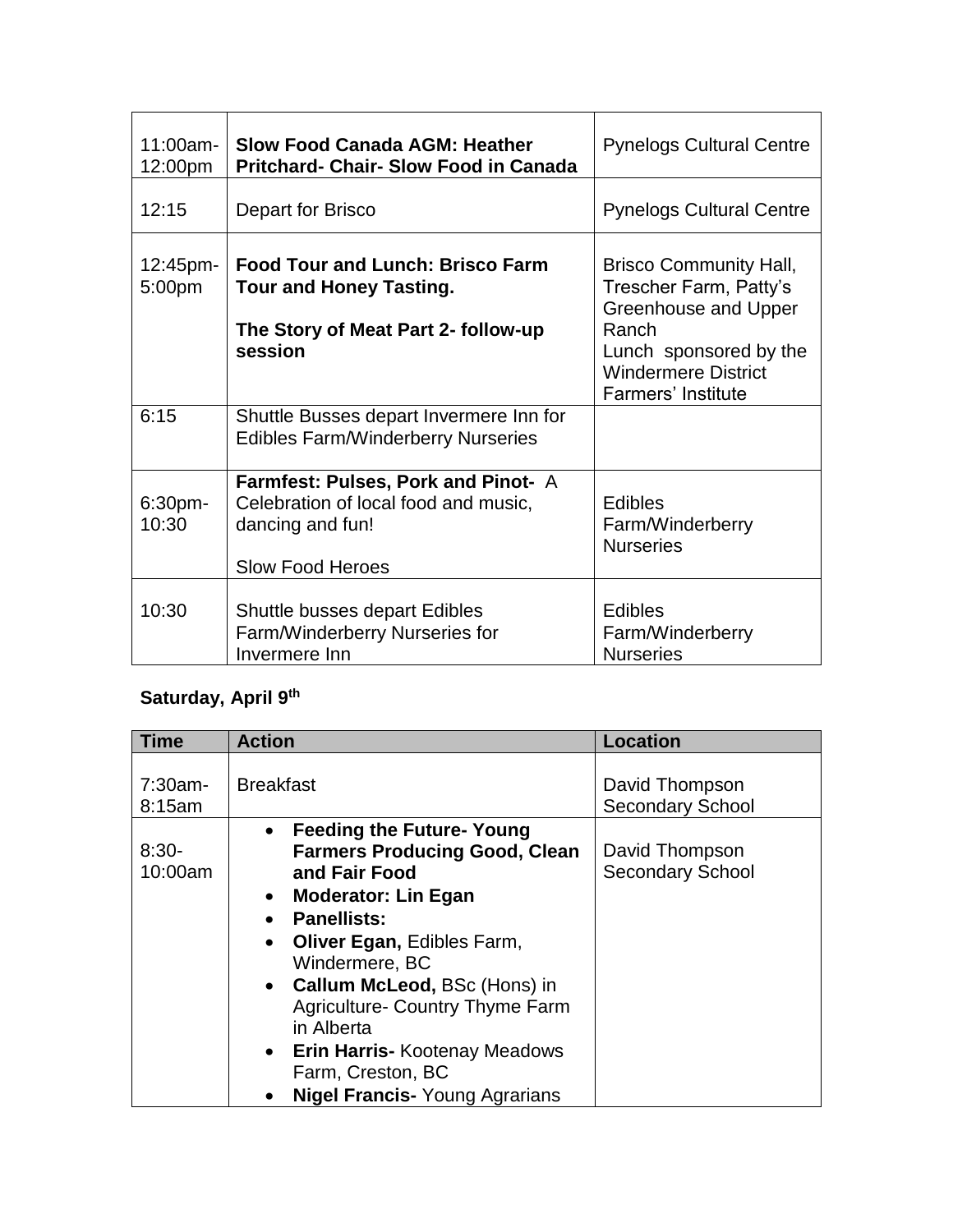| | | |
|---|---|---|
| 11:00am-12:00pm | **Slow Food Canada AGM: Heather Pritchard- Chair- Slow Food in Canada** | Pynelogs Cultural Centre |
| 12:15 | Depart for Brisco | Pynelogs Cultural Centre |
| 12:45pm-5:00pm | **Food Tour and Lunch: Brisco Farm Tour and Honey Tasting.**<br><br>**The Story of Meat Part 2- follow-up session** | Brisco Community Hall, Trescher Farm, Patty's Greenhouse and Upper Ranch<br>Lunch sponsored by the Windermere District Farmers' Institute |
| 6:15 | Shuttle Busses depart Invermere Inn for Edibles Farm/Winderberry Nurseries | |
| 6:30pm-10:30 | **Farmfest: Pulses, Pork and Pinot-** A Celebration of local food and music, dancing and fun!<br><br>Slow Food Heroes | Edibles Farm/Winderberry Nurseries |
| 10:30 | Shuttle busses depart Edibles Farm/Winderberry Nurseries for Invermere Inn | Edibles Farm/Winderberry Nurseries |

**Saturday, April 9th**

| Time | Action | Location |
|---|---|---|
| 7:30am-8:15am | Breakfast | David Thompson Secondary School |
| 8:30-10:00am | • **Feeding the Future- Young Farmers Producing Good, Clean and Fair Food**<br>• **Moderator: Lin Egan**<br>• **Panellists:**<br>• **Oliver Egan,** Edibles Farm, Windermere, BC<br>• **Callum McLeod,** BSc (Hons) in Agriculture- Country Thyme Farm in Alberta<br>• **Erin Harris-** Kootenay Meadows Farm, Creston, BC<br>• **Nigel Francis-** Young Agrarians | David Thompson Secondary School |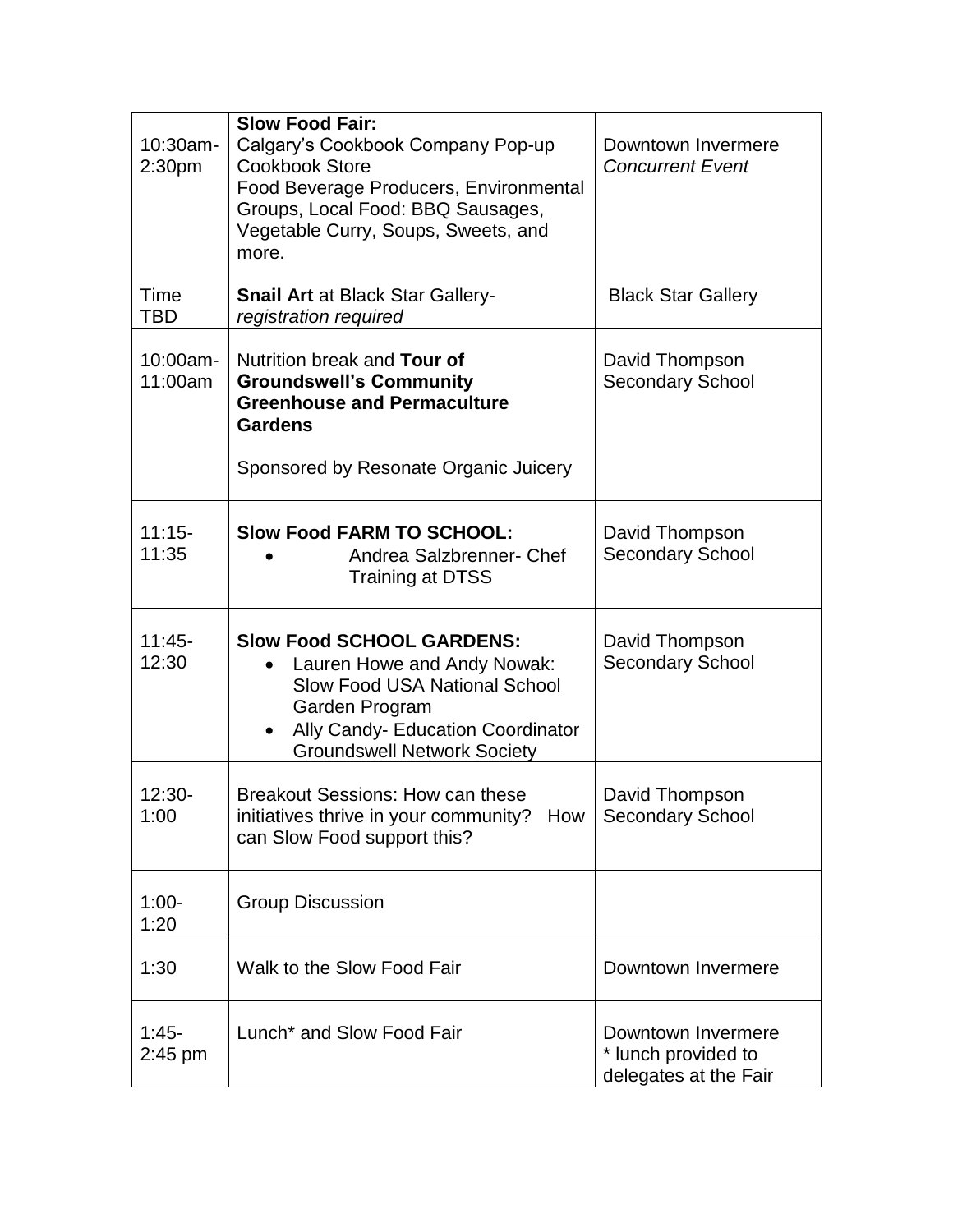| | | |
|---|---|---|
| 10:30am-2:30pm<br><br>Time TBD | **Slow Food Fair:**<br>Calgary's Cookbook Company Pop-up Cookbook Store<br>Food Beverage Producers, Environmental Groups, Local Food: BBQ Sausages, Vegetable Curry, Soups, Sweets, and more.<br><br>**Snail Art** at Black Star Gallery- *registration required* | Downtown Invermere<br>*Concurrent Event*<br><br>Black Star Gallery |
| 10:00am-11:00am | Nutrition break and **Tour of Groundswell's Community Greenhouse and Permaculture Gardens**<br><br>Sponsored by Resonate Organic Juicery | David Thompson Secondary School |
| 11:15-11:35 | **Slow Food FARM TO SCHOOL:**<br>• Andrea Salzbrenner- Chef Training at DTSS | David Thompson Secondary School |
| 11:45-12:30 | **Slow Food SCHOOL GARDENS:**<br>• Lauren Howe and Andy Nowak: Slow Food USA National School Garden Program<br>• Ally Candy- Education Coordinator Groundswell Network Society | David Thompson Secondary School |
| 12:30-1:00 | Breakout Sessions: How can these initiatives thrive in your community? How can Slow Food support this? | David Thompson Secondary School |
| 1:00-1:20 | Group Discussion | |
| 1:30 | Walk to the Slow Food Fair | Downtown Invermere |
| 1:45-2:45 pm | Lunch* and Slow Food Fair | Downtown Invermere<br>* lunch provided to delegates at the Fair |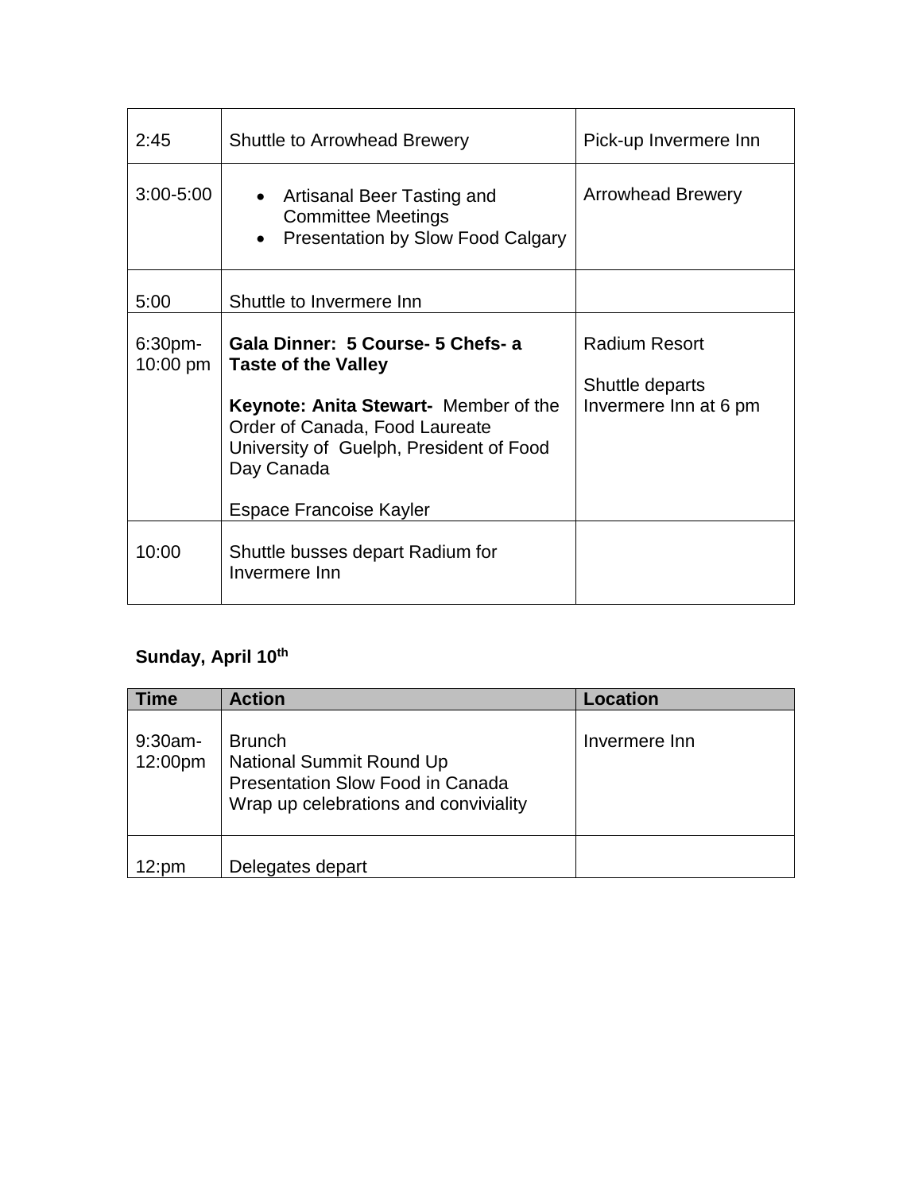| | | |
|---|---|---|
| 2:45 | Shuttle to Arrowhead Brewery | Pick-up Invermere Inn |
| 3:00-5:00 | • Artisanal Beer Tasting and Committee Meetings<br>• Presentation by Slow Food Calgary | Arrowhead Brewery |
| 5:00 | Shuttle to Invermere Inn | |
| 6:30pm-10:00 pm | **Gala Dinner: 5 Course- 5 Chefs- a Taste of the Valley**<br><br>**Keynote: Anita Stewart-** Member of the Order of Canada, Food Laureate University of Guelph, President of Food Day Canada<br><br>Espace Francoise Kayler | Radium Resort<br><br>Shuttle departs Invermere Inn at 6 pm |
| 10:00 | Shuttle busses depart Radium for Invermere Inn | |

**Sunday, April 10th**

| Time | Action | Location |
|---|---|---|
| 9:30am-12:00pm | Brunch<br>National Summit Round Up<br>Presentation Slow Food in Canada<br>Wrap up celebrations and conviviality | Invermere Inn |
| 12:pm | Delegates depart | |